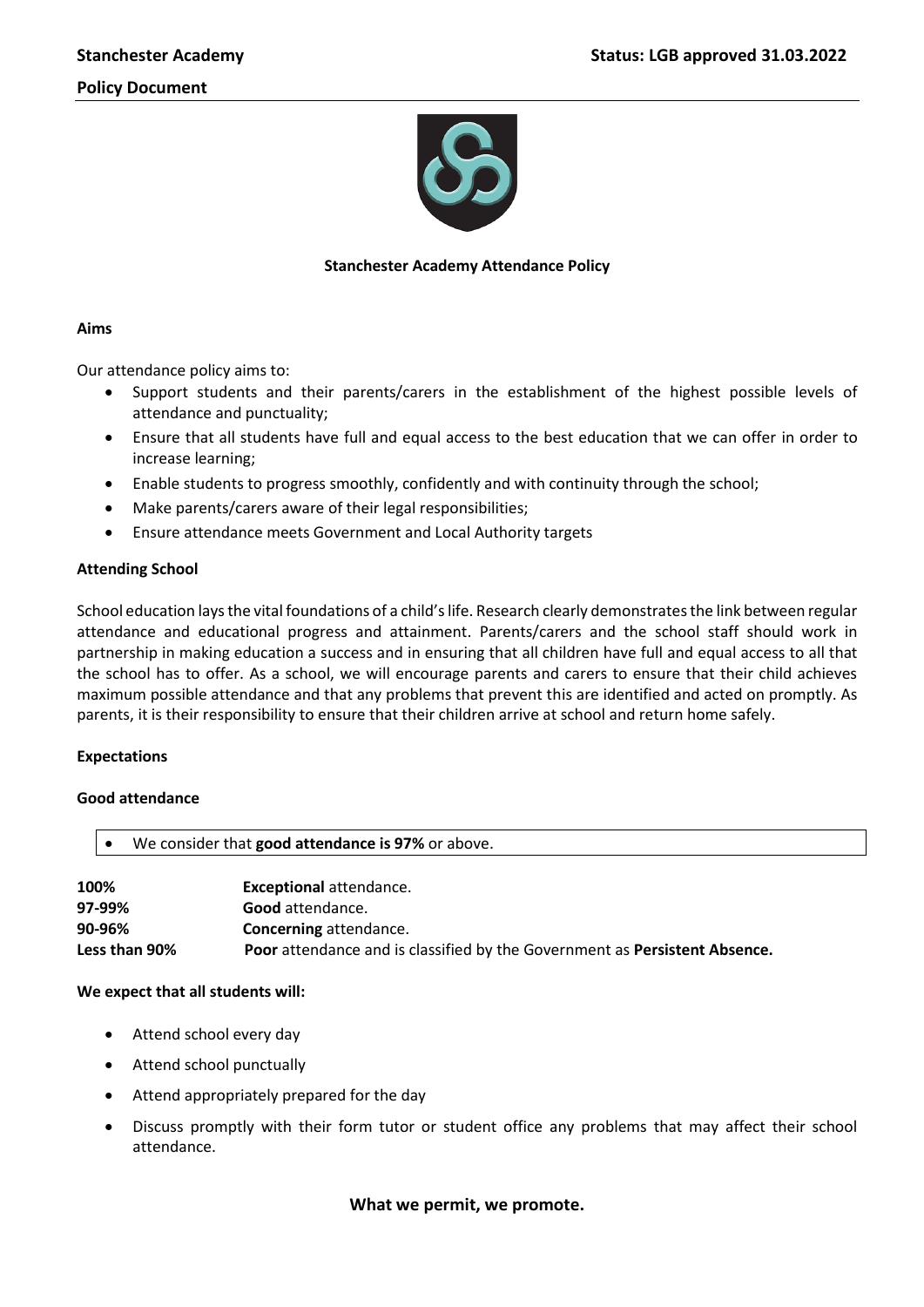# Stanchester Academy Attendance Policy

## Aims

Our attendance policy aims to:

- Support students and their parents/carers in the establishment of the highest possible levels of attendance and punctuality;
- Ensure that all students have full and equal access to the best education that we can offer in order to increase learning;
- Enable students to progress smoothly, confidently and with continuity through the school;
- Make parents/carers aware of their legal responsibilities;
- Ensure attendance meets Government and Local Authority targets

## Attending School

School education lays the vital foundations of a child's life. Research clearly demonstrates the link between regular attendance and educational progress and attainment. Parents/carers and the school staff should work in partnership in making education a success and in ensuring that all children have full and equal access to all that the school has to offer. As a school, we will encourage parents and carers to ensure that their child achieves maximum possible attendance and that any problems that prevent this are identified and acted on promptly. As parents, it is their responsibility to ensure that their children arrive at school and return home safely.

## Expectations

### Good attendance

- We consider that **good attendance is 97%** or above.

| | |
|---|---|
| **100%** | **Exceptional** attendance. |
| **97-99%** | **Good** attendance. |
| **90-96%** | **Concerning** attendance. |
| **Less than 90%** | **Poor** attendance and is classified by the Government as **Persistent Absence.** |

### We expect that all students will:

- Attend school every day
- Attend school punctually
- Attend appropriately prepared for the day
- Discuss promptly with their form tutor or student office any problems that may affect their school attendance.

**What we permit, we promote.**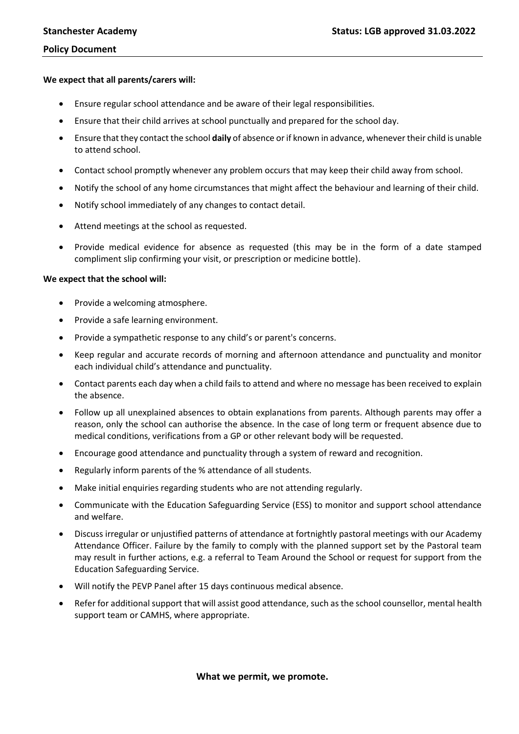**We expect that all parents/carers will:**

- Ensure regular school attendance and be aware of their legal responsibilities.
- Ensure that their child arrives at school punctually and prepared for the school day.
- Ensure that they contact the school **daily** of absence or if known in advance, whenever their child is unable to attend school.
- Contact school promptly whenever any problem occurs that may keep their child away from school.
- Notify the school of any home circumstances that might affect the behaviour and learning of their child.
- Notify school immediately of any changes to contact detail.
- Attend meetings at the school as requested.
- Provide medical evidence for absence as requested (this may be in the form of a date stamped compliment slip confirming your visit, or prescription or medicine bottle).

**We expect that the school will:**

- Provide a welcoming atmosphere.
- Provide a safe learning environment.
- Provide a sympathetic response to any child's or parent's concerns.
- Keep regular and accurate records of morning and afternoon attendance and punctuality and monitor each individual child's attendance and punctuality.
- Contact parents each day when a child fails to attend and where no message has been received to explain the absence.
- Follow up all unexplained absences to obtain explanations from parents. Although parents may offer a reason, only the school can authorise the absence. In the case of long term or frequent absence due to medical conditions, verifications from a GP or other relevant body will be requested.
- Encourage good attendance and punctuality through a system of reward and recognition.
- Regularly inform parents of the % attendance of all students.
- Make initial enquiries regarding students who are not attending regularly.
- Communicate with the Education Safeguarding Service (ESS) to monitor and support school attendance and welfare.
- Discuss irregular or unjustified patterns of attendance at fortnightly pastoral meetings with our Academy Attendance Officer. Failure by the family to comply with the planned support set by the Pastoral team may result in further actions, e.g. a referral to Team Around the School or request for support from the Education Safeguarding Service.
- Will notify the PEVP Panel after 15 days continuous medical absence.
- Refer for additional support that will assist good attendance, such as the school counsellor, mental health support team or CAMHS, where appropriate.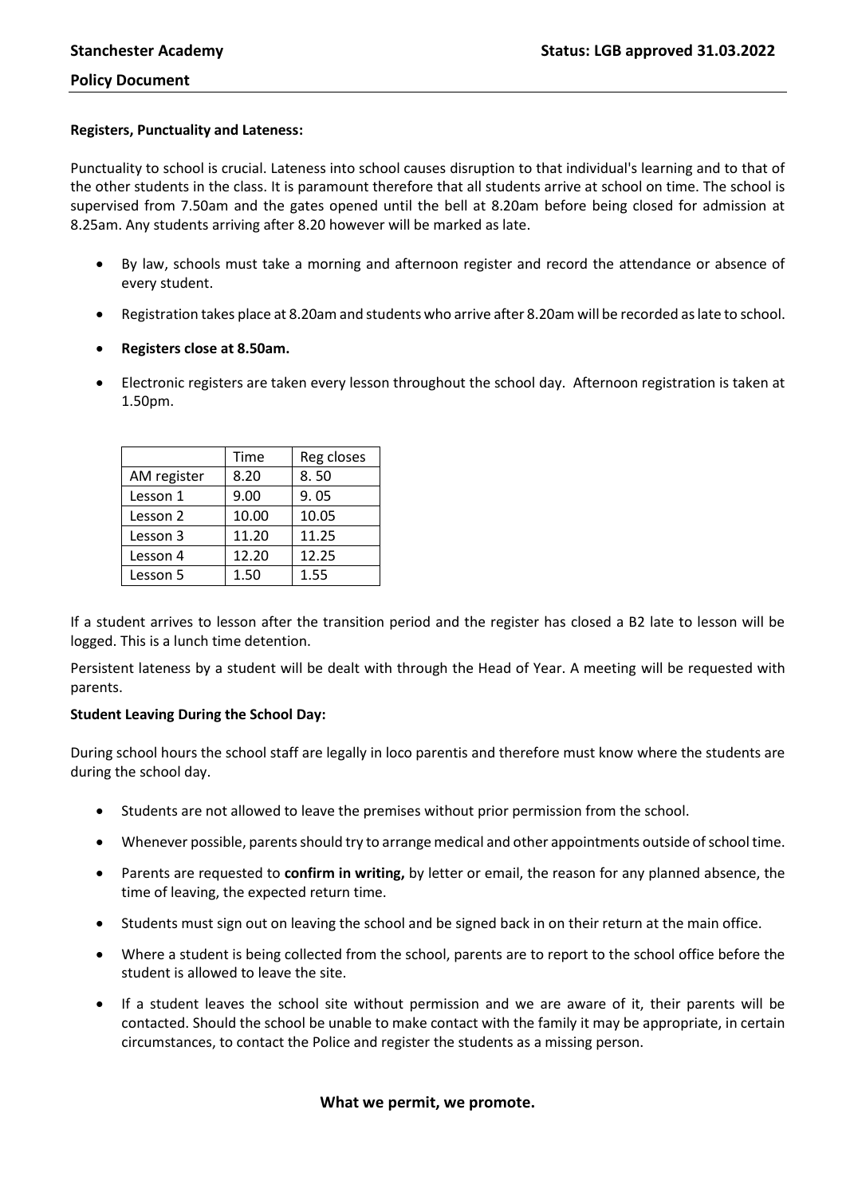**Registers, Punctuality and Lateness:**

Punctuality to school is crucial. Lateness into school causes disruption to that individual's learning and to that of the other students in the class. It is paramount therefore that all students arrive at school on time. The school is supervised from 7.50am and the gates opened until the bell at 8.20am before being closed for admission at 8.25am. Any students arriving after 8.20 however will be marked as late.

- By law, schools must take a morning and afternoon register and record the attendance or absence of every student.
- Registration takes place at 8.20am and students who arrive after 8.20am will be recorded as late to school.
- **Registers close at 8.50am.**
- Electronic registers are taken every lesson throughout the school day. Afternoon registration is taken at 1.50pm.

| | Time | Reg closes |
|---|---|---|
| AM register | 8.20 | 8. 50 |
| Lesson 1 | 9.00 | 9. 05 |
| Lesson 2 | 10.00 | 10.05 |
| Lesson 3 | 11.20 | 11.25 |
| Lesson 4 | 12.20 | 12.25 |
| Lesson 5 | 1.50 | 1.55 |

If a student arrives to lesson after the transition period and the register has closed a B2 late to lesson will be logged. This is a lunch time detention.

Persistent lateness by a student will be dealt with through the Head of Year. A meeting will be requested with parents.

**Student Leaving During the School Day:**

During school hours the school staff are legally in loco parentis and therefore must know where the students are during the school day.

- Students are not allowed to leave the premises without prior permission from the school.
- Whenever possible, parents should try to arrange medical and other appointments outside of school time.
- Parents are requested to **confirm in writing,** by letter or email, the reason for any planned absence, the time of leaving, the expected return time.
- Students must sign out on leaving the school and be signed back in on their return at the main office.
- Where a student is being collected from the school, parents are to report to the school office before the student is allowed to leave the site.
- If a student leaves the school site without permission and we are aware of it, their parents will be contacted. Should the school be unable to make contact with the family it may be appropriate, in certain circumstances, to contact the Police and register the students as a missing person.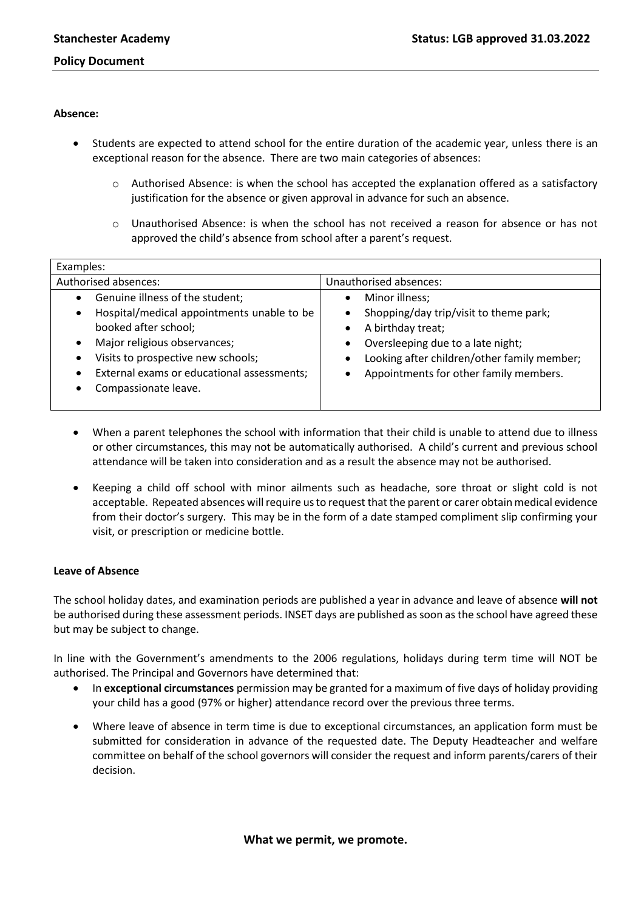**Absence:**

- Students are expected to attend school for the entire duration of the academic year, unless there is an exceptional reason for the absence. There are two main categories of absences:
  - Authorised Absence: is when the school has accepted the explanation offered as a satisfactory justification for the absence or given approval in advance for such an absence.
  - Unauthorised Absence: is when the school has not received a reason for absence or has not approved the child's absence from school after a parent's request.

| Examples: | |
|---|---|
| Authorised absences: | Unauthorised absences: |
| • Genuine illness of the student;<br>• Hospital/medical appointments unable to be booked after school;<br>• Major religious observances;<br>• Visits to prospective new schools;<br>• External exams or educational assessments;<br>• Compassionate leave. | • Minor illness;<br>• Shopping/day trip/visit to theme park;<br>• A birthday treat;<br>• Oversleeping due to a late night;<br>• Looking after children/other family member;<br>• Appointments for other family members. |

- When a parent telephones the school with information that their child is unable to attend due to illness or other circumstances, this may not be automatically authorised. A child's current and previous school attendance will be taken into consideration and as a result the absence may not be authorised.
- Keeping a child off school with minor ailments such as headache, sore throat or slight cold is not acceptable. Repeated absences will require us to request that the parent or carer obtain medical evidence from their doctor's surgery. This may be in the form of a date stamped compliment slip confirming your visit, or prescription or medicine bottle.

**Leave of Absence**

The school holiday dates, and examination periods are published a year in advance and leave of absence **will not** be authorised during these assessment periods. INSET days are published as soon as the school have agreed these but may be subject to change.

In line with the Government's amendments to the 2006 regulations, holidays during term time will NOT be authorised. The Principal and Governors have determined that:

- In **exceptional circumstances** permission may be granted for a maximum of five days of holiday providing your child has a good (97% or higher) attendance record over the previous three terms.
- Where leave of absence in term time is due to exceptional circumstances, an application form must be submitted for consideration in advance of the requested date. The Deputy Headteacher and welfare committee on behalf of the school governors will consider the request and inform parents/carers of their decision.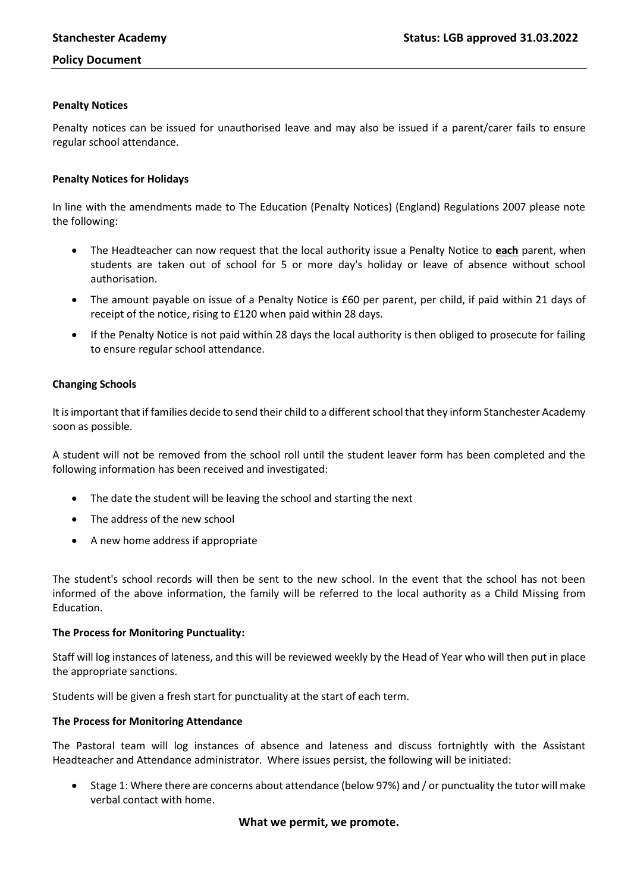**Penalty Notices**

Penalty notices can be issued for unauthorised leave and may also be issued if a parent/carer fails to ensure regular school attendance.

**Penalty Notices for Holidays**

In line with the amendments made to The Education (Penalty Notices) (England) Regulations 2007 please note the following:

- The Headteacher can now request that the local authority issue a Penalty Notice to **each** parent, when students are taken out of school for 5 or more day's holiday or leave of absence without school authorisation.
- The amount payable on issue of a Penalty Notice is £60 per parent, per child, if paid within 21 days of receipt of the notice, rising to £120 when paid within 28 days.
- If the Penalty Notice is not paid within 28 days the local authority is then obliged to prosecute for failing to ensure regular school attendance.

**Changing Schools**

It is important that if families decide to send their child to a different school that they inform Stanchester Academy soon as possible.

A student will not be removed from the school roll until the student leaver form has been completed and the following information has been received and investigated:

- The date the student will be leaving the school and starting the next
- The address of the new school
- A new home address if appropriate

The student's school records will then be sent to the new school. In the event that the school has not been informed of the above information, the family will be referred to the local authority as a Child Missing from Education.

**The Process for Monitoring Punctuality:**

Staff will log instances of lateness, and this will be reviewed weekly by the Head of Year who will then put in place the appropriate sanctions.

Students will be given a fresh start for punctuality at the start of each term.

**The Process for Monitoring Attendance**

The Pastoral team will log instances of absence and lateness and discuss fortnightly with the Assistant Headteacher and Attendance administrator. Where issues persist, the following will be initiated:

- Stage 1: Where there are concerns about attendance (below 97%) and / or punctuality the tutor will make verbal contact with home.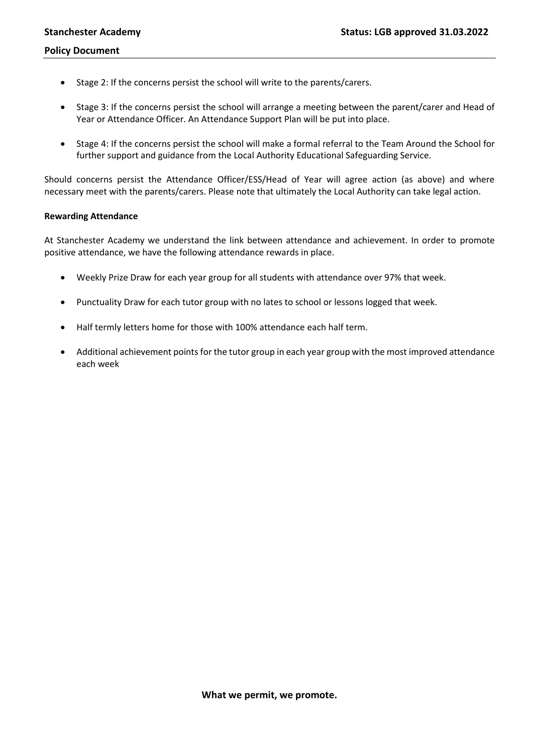- Stage 2: If the concerns persist the school will write to the parents/carers.
- Stage 3: If the concerns persist the school will arrange a meeting between the parent/carer and Head of Year or Attendance Officer. An Attendance Support Plan will be put into place.
- Stage 4: If the concerns persist the school will make a formal referral to the Team Around the School for further support and guidance from the Local Authority Educational Safeguarding Service.

Should concerns persist the Attendance Officer/ESS/Head of Year will agree action (as above) and where necessary meet with the parents/carers. Please note that ultimately the Local Authority can take legal action.

**Rewarding Attendance**

At Stanchester Academy we understand the link between attendance and achievement. In order to promote positive attendance, we have the following attendance rewards in place.

- Weekly Prize Draw for each year group for all students with attendance over 97% that week.
- Punctuality Draw for each tutor group with no lates to school or lessons logged that week.
- Half termly letters home for those with 100% attendance each half term.
- Additional achievement points for the tutor group in each year group with the most improved attendance each week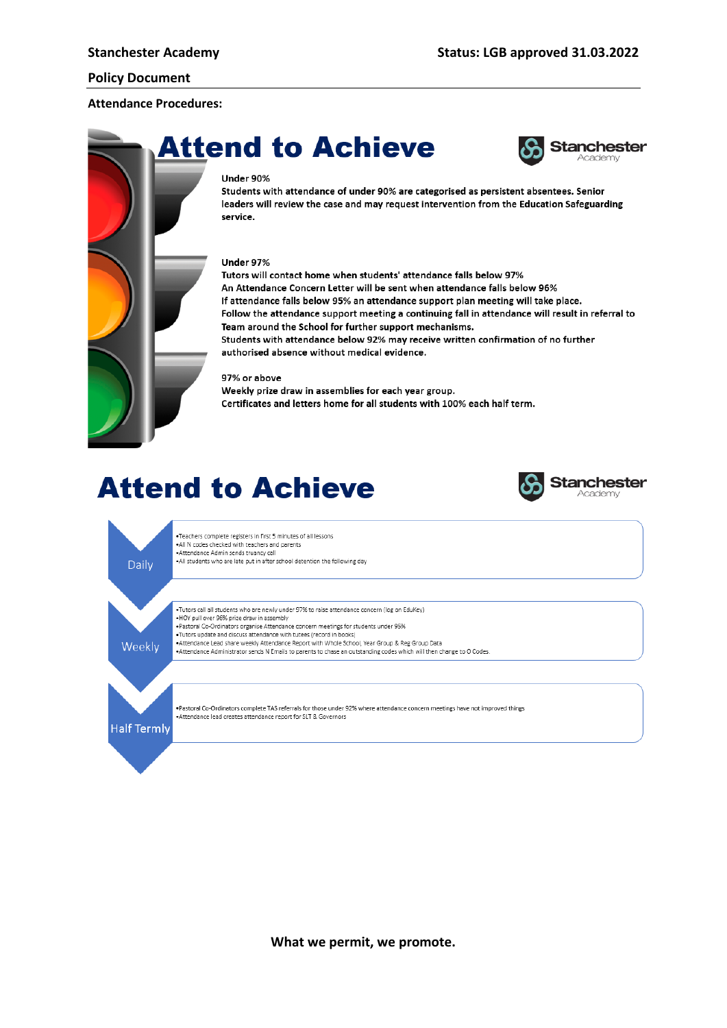**Attendance Procedures:**

# Attend to Achieve

Stanchester Academy

**Under 90%**

Students with attendance of under 90% are categorised as persistent absentees. Senior leaders will review the case and may request intervention from the Education Safeguarding service.

**Under 97%**

Tutors will contact home when students' attendance falls below 97%

An Attendance Concern Letter will be sent when attendance falls below 96%

If attendance falls below 95% an attendance support plan meeting will take place.

Follow the attendance support meeting a continuing fall in attendance will result in referral to Team around the School for further support mechanisms.

Students with attendance below 92% may receive written confirmation of no further authorised absence without medical evidence.

**97% or above**

Weekly prize draw in assemblies for each year group.

Certificates and letters home for all students with 100% each half term.

# Attend to Achieve

Stanchester Academy

**Daily**

- Teachers complete registers in first 5 minutes of all lessons
- All N codes checked with teachers and parents
- Attendance Admin sends truancy call
- All students who are late put in after school detention the following day

**Weekly**

- Tutors call all students who are newly under 97% to raise attendance concern (log on EduKey)
- HOY pull over 96% prize draw in assembly
- Pastoral Co-Ordinators organise Attendance concern meetings for students under 95%
- Tutors update and discuss attendance with tutees (record in books)
- Attendance Lead share weekly Attendance Report with Whole School, Year Group & Reg Group Data
- Attendance Administrator sends N Emails to parents to chase an outstanding codes which will then change to O Codes.

**Half Termly**

- Pastoral Co-Ordinators complete TAS referrals for those under 92% where attendance concern meetings have not improved things
- Attendance lead creates attendance report for SLT & Governors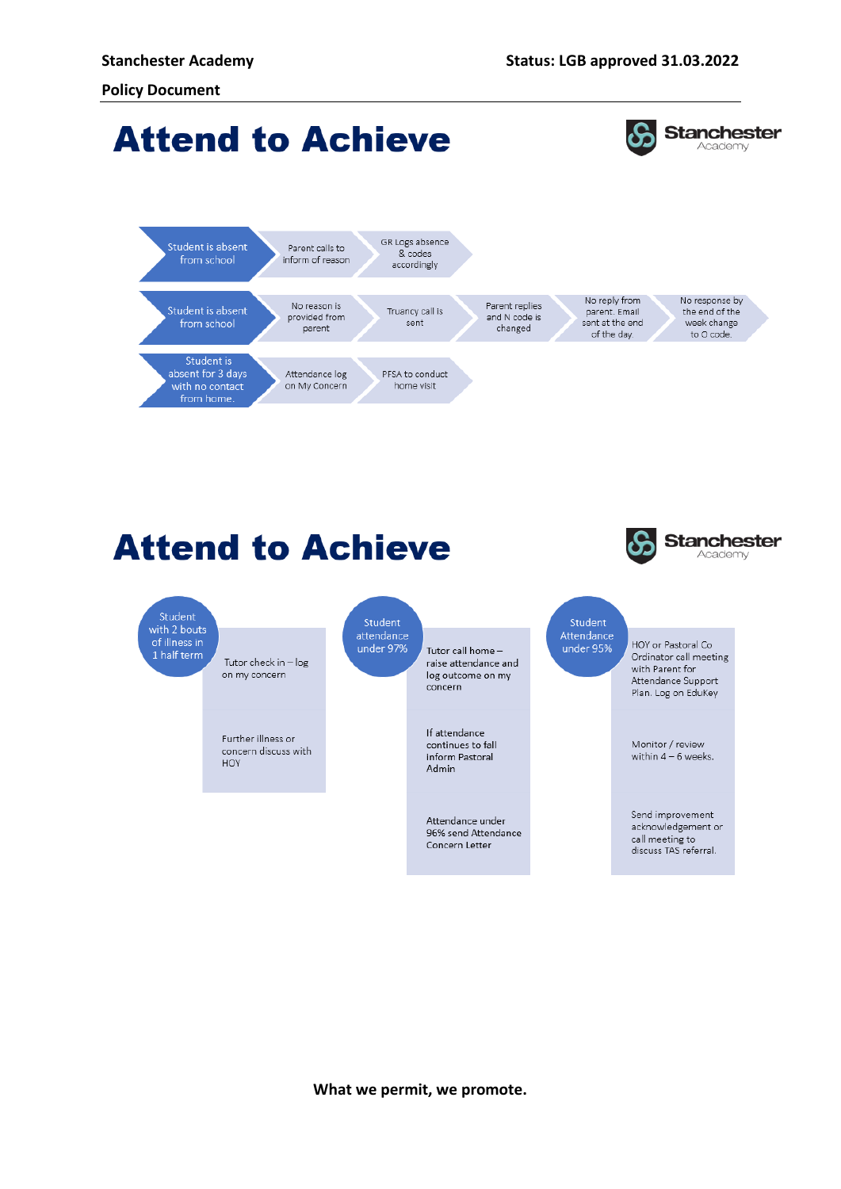# Attend to Achieve

Student is absent from school → Parent calls to inform of reason → GR Logs absence & codes accordingly

Student is absent from school → No reason is provided from parent → Truancy call is sent → Parent replies and N code is changed → No reply from parent. Email sent at the end of the day. → No response by the end of the week change to O code.

Student is absent for 3 days with no contact from home. → Attendance log on My Concern → PFSA to conduct home visit

# Attend to Achieve

**Student with 2 bouts of illness in 1 half term**

- Tutor check in – log on my concern
- Further illness or concern discuss with HOY

**Student attendance under 97%**

- Tutor call home – raise attendance and log outcome on my concern
- If attendance continues to fall inform Pastoral Admin
- Attendance under 96% send Attendance Concern Letter

**Student Attendance under 95%**

- HOY or Pastoral Co Ordinator call meeting with Parent for Attendance Support Plan. Log on EduKey
- Monitor / review within 4 – 6 weeks.
- Send improvement acknowledgement or call meeting to discuss TAS referral.